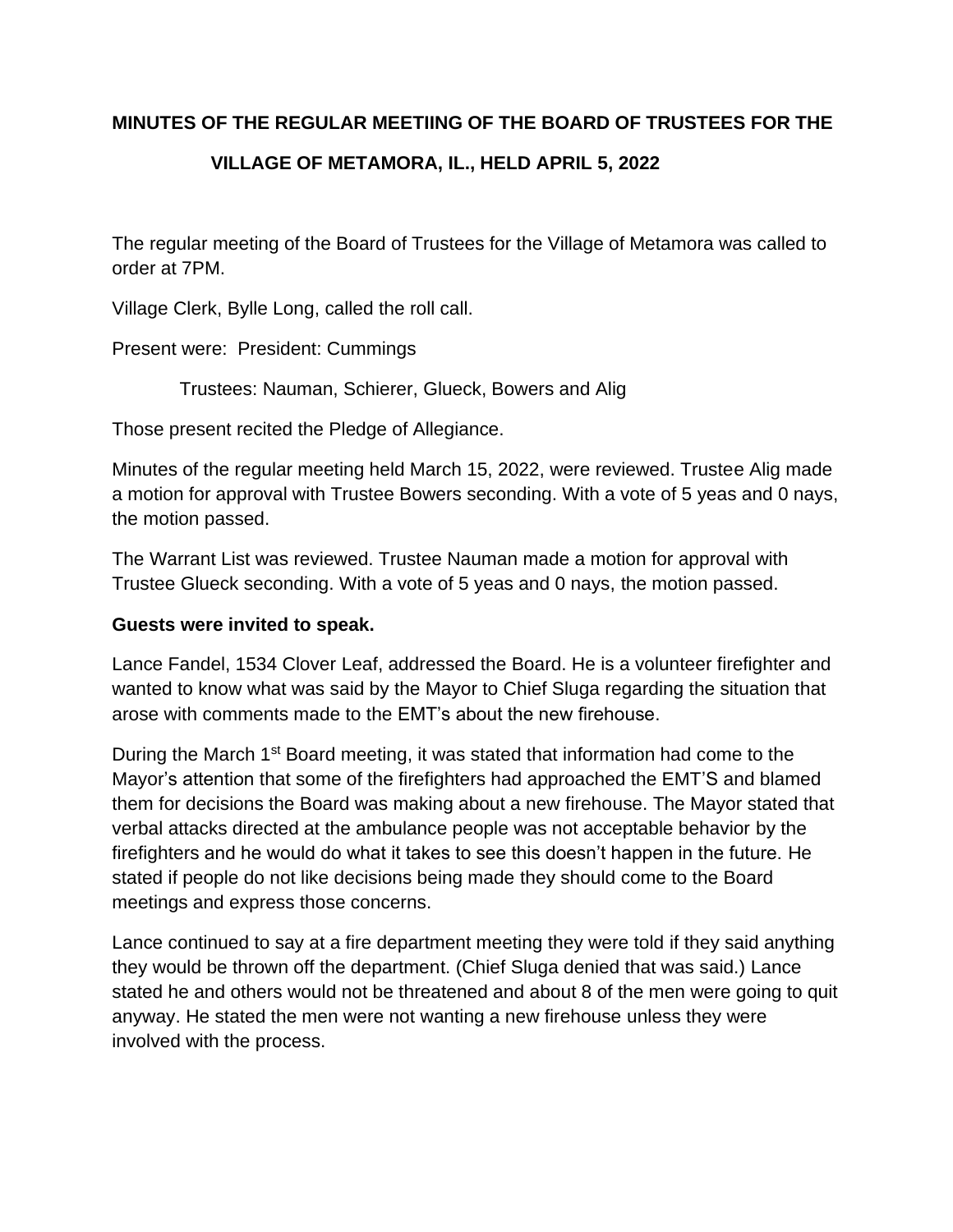**MINUTES OF THE REGULAR MEETIING OF THE BOARD OF TRUSTEES FOR THE VILLAGE OF METAMORA, IL., HELD APRIL 5, 2022**

The regular meeting of the Board of Trustees for the Village of Metamora was called to order at 7PM.

Village Clerk, Bylle Long, called the roll call.

Present were: President: Cummings

Trustees: Nauman, Schierer, Glueck, Bowers and Alig

Those present recited the Pledge of Allegiance.

Minutes of the regular meeting held March 15, 2022, were reviewed. Trustee Alig made a motion for approval with Trustee Bowers seconding. With a vote of 5 yeas and 0 nays, the motion passed.

The Warrant List was reviewed. Trustee Nauman made a motion for approval with Trustee Glueck seconding. With a vote of 5 yeas and 0 nays, the motion passed.

**Guests were invited to speak.**

Lance Fandel, 1534 Clover Leaf, addressed the Board. He is a volunteer firefighter and wanted to know what was said by the Mayor to Chief Sluga regarding the situation that arose with comments made to the EMT's about the new firehouse.

During the March 1st Board meeting, it was stated that information had come to the Mayor's attention that some of the firefighters had approached the EMT'S and blamed them for decisions the Board was making about a new firehouse. The Mayor stated that verbal attacks directed at the ambulance people was not acceptable behavior by the firefighters and he would do what it takes to see this doesn't happen in the future. He stated if people do not like decisions being made they should come to the Board meetings and express those concerns.

Lance continued to say at a fire department meeting they were told if they said anything they would be thrown off the department. (Chief Sluga denied that was said.) Lance stated he and others would not be threatened and about 8 of the men were going to quit anyway. He stated the men were not wanting a new firehouse unless they were involved with the process.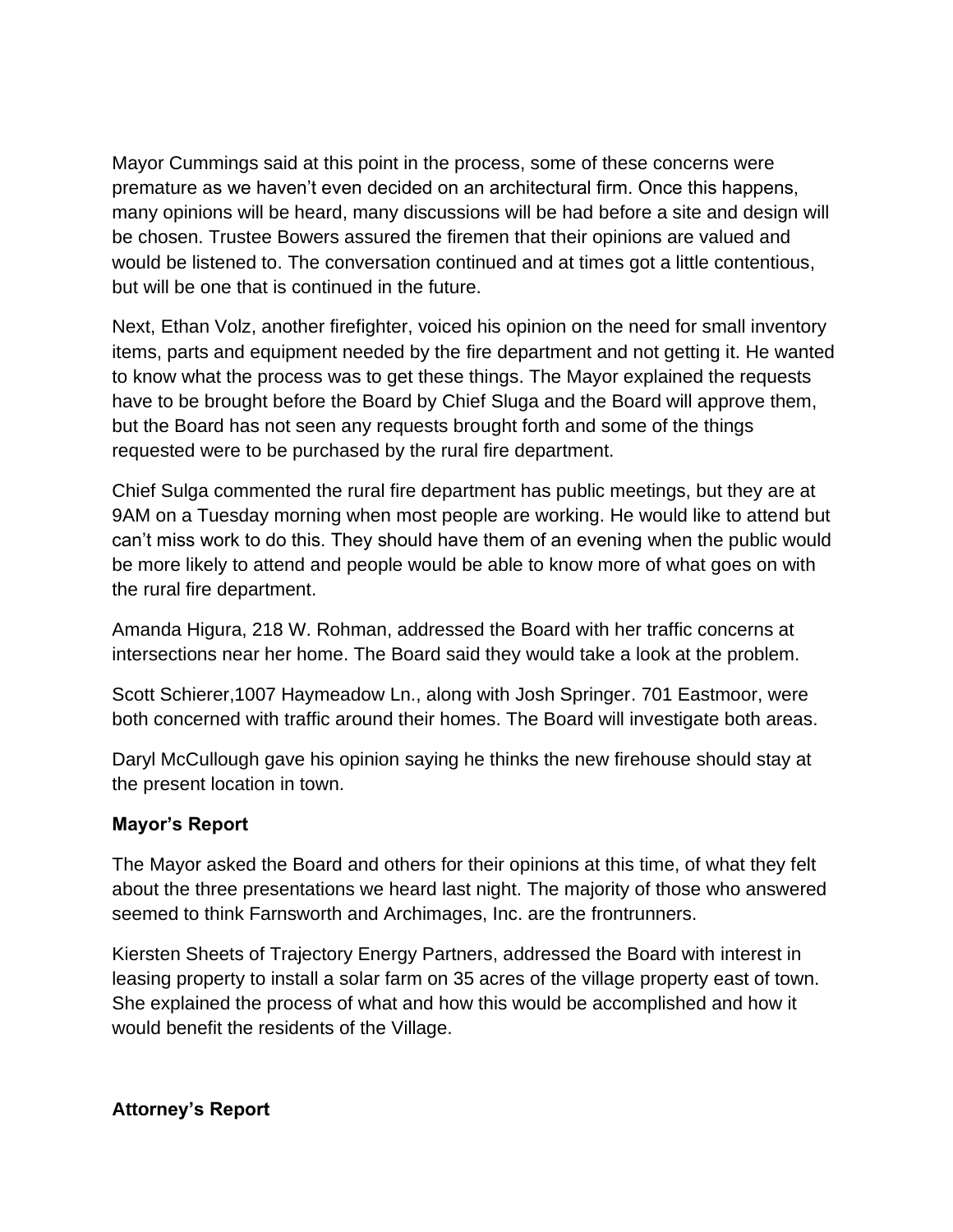Mayor Cummings said at this point in the process, some of these concerns were premature as we haven't even decided on an architectural firm. Once this happens, many opinions will be heard, many discussions will be had before a site and design will be chosen. Trustee Bowers assured the firemen that their opinions are valued and would be listened to. The conversation continued and at times got a little contentious, but will be one that is continued in the future.

Next, Ethan Volz, another firefighter, voiced his opinion on the need for small inventory items, parts and equipment needed by the fire department and not getting it. He wanted to know what the process was to get these things. The Mayor explained the requests have to be brought before the Board by Chief Sluga and the Board will approve them, but the Board has not seen any requests brought forth and some of the things requested were to be purchased by the rural fire department.

Chief Sulga commented the rural fire department has public meetings, but they are at 9AM on a Tuesday morning when most people are working. He would like to attend but can't miss work to do this. They should have them of an evening when the public would be more likely to attend and people would be able to know more of what goes on with the rural fire department.

Amanda Higura, 218 W. Rohman, addressed the Board with her traffic concerns at intersections near her home. The Board said they would take a look at the problem.

Scott Schierer,1007 Haymeadow Ln., along with Josh Springer. 701 Eastmoor, were both concerned with traffic around their homes. The Board will investigate both areas.

Daryl McCullough gave his opinion saying he thinks the new firehouse should stay at the present location in town.

**Mayor's Report**

The Mayor asked the Board and others for their opinions at this time, of what they felt about the three presentations we heard last night. The majority of those who answered seemed to think Farnsworth and Archimages, Inc. are the frontrunners.

Kiersten Sheets of Trajectory Energy Partners, addressed the Board with interest in leasing property to install a solar farm on 35 acres of the village property east of town. She explained the process of what and how this would be accomplished and how it would benefit the residents of the Village.

**Attorney's Report**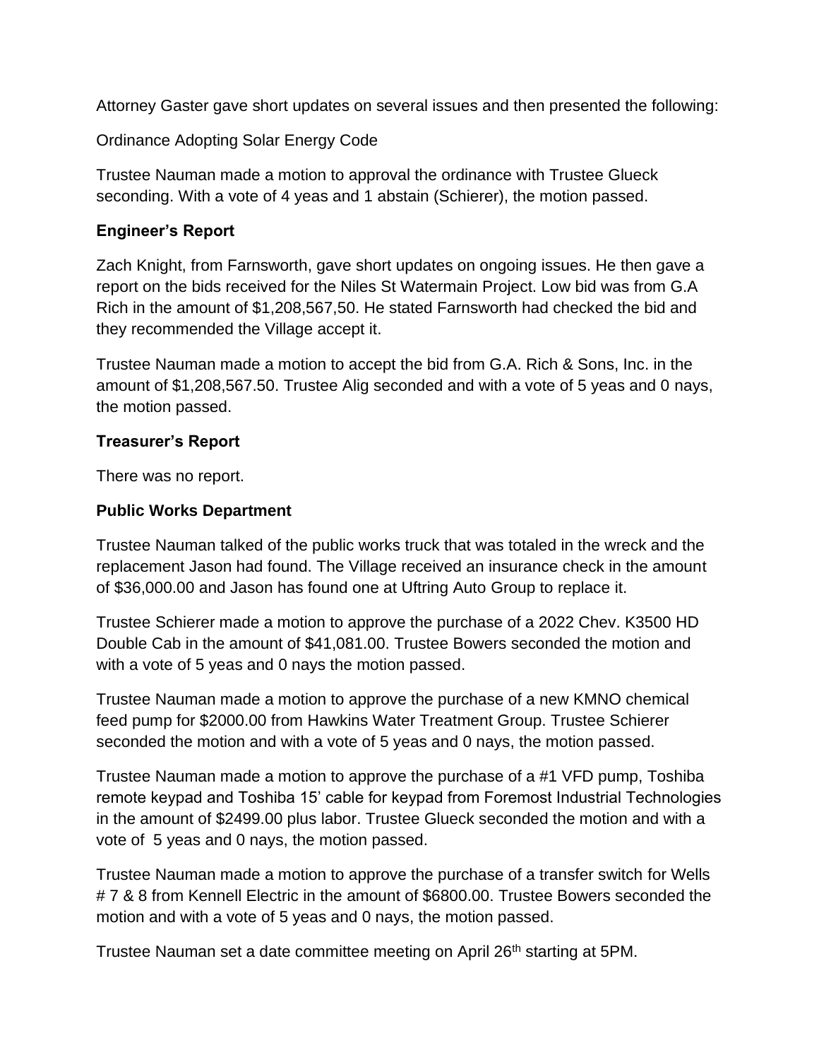Attorney Gaster gave short updates on several issues and then presented the following:

Ordinance Adopting Solar Energy Code

Trustee Nauman made a motion to approval the ordinance with Trustee Glueck seconding. With a vote of 4 yeas and 1 abstain (Schierer), the motion passed.

**Engineer's Report**

Zach Knight, from Farnsworth, gave short updates on ongoing issues. He then gave a report on the bids received for the Niles St Watermain Project. Low bid was from G.A Rich in the amount of $1,208,567,50. He stated Farnsworth had checked the bid and they recommended the Village accept it.

Trustee Nauman made a motion to accept the bid from G.A. Rich & Sons, Inc. in the amount of $1,208,567.50. Trustee Alig seconded and with a vote of 5 yeas and 0 nays, the motion passed.

**Treasurer's Report**

There was no report.

**Public Works Department**

Trustee Nauman talked of the public works truck that was totaled in the wreck and the replacement Jason had found. The Village received an insurance check in the amount of $36,000.00 and Jason has found one at Uftring Auto Group to replace it.

Trustee Schierer made a motion to approve the purchase of a 2022 Chev. K3500 HD Double Cab in the amount of $41,081.00. Trustee Bowers seconded the motion and with a vote of 5 yeas and 0 nays the motion passed.

Trustee Nauman made a motion to approve the purchase of a new KMNO chemical feed pump for $2000.00 from Hawkins Water Treatment Group. Trustee Schierer seconded the motion and with a vote of 5 yeas and 0 nays, the motion passed.

Trustee Nauman made a motion to approve the purchase of a #1 VFD pump, Toshiba remote keypad and Toshiba 15' cable for keypad from Foremost Industrial Technologies in the amount of $2499.00 plus labor. Trustee Glueck seconded the motion and with a vote of 5 yeas and 0 nays, the motion passed.

Trustee Nauman made a motion to approve the purchase of a transfer switch for Wells # 7 & 8 from Kennell Electric in the amount of $6800.00. Trustee Bowers seconded the motion and with a vote of 5 yeas and 0 nays, the motion passed.

Trustee Nauman set a date committee meeting on April 26th starting at 5PM.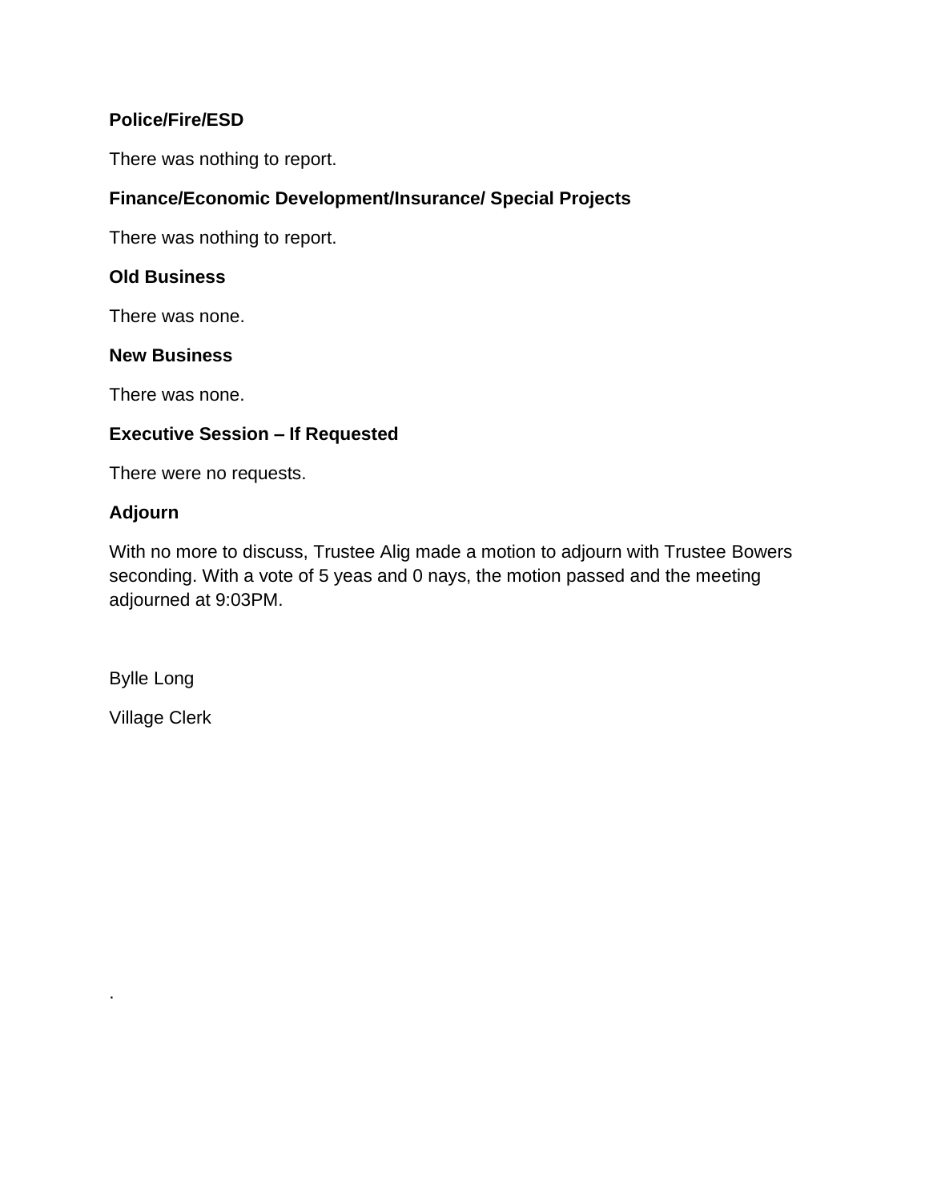**Police/Fire/ESD**

There was nothing to report.

**Finance/Economic Development/Insurance/ Special Projects**

There was nothing to report.

**Old Business**

There was none.

**New Business**

There was none.

**Executive Session – If Requested**

There were no requests.

**Adjourn**

With no more to discuss, Trustee Alig made a motion to adjourn with Trustee Bowers seconding. With a vote of 5 yeas and 0 nays, the motion passed and the meeting adjourned at 9:03PM.

Bylle Long

Village Clerk

.